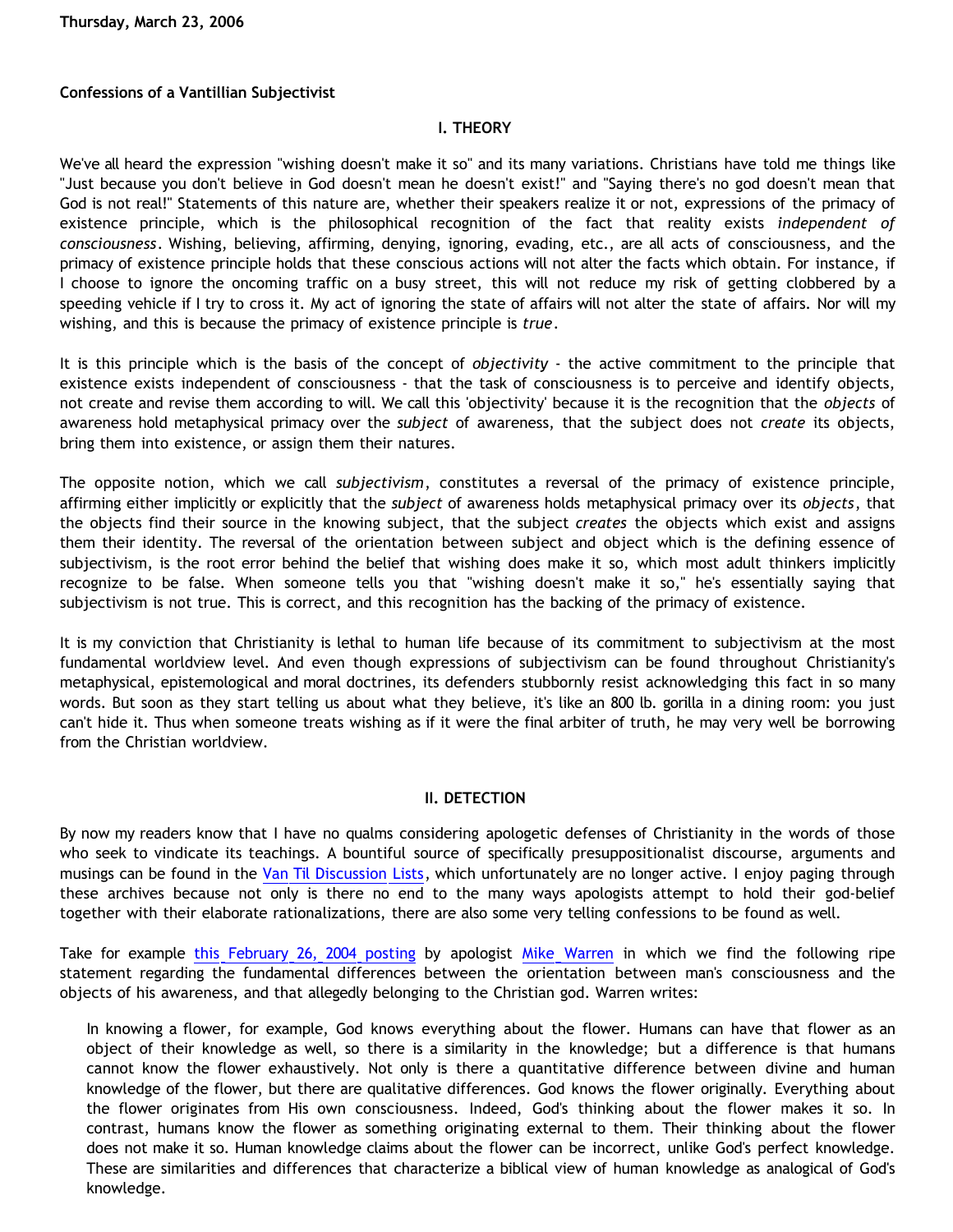Thursday, March 23, 2006

# Confessions of a Vantillian Subjectivist

## I. THEORY

We've all heard the expression "wishing doesn't make it so" and its many variations. Christians have told me things like "Just because you don't believe in God doesn't mean he doesn't exist!" and "Saying there's no god doesn't mean that God is not real!" Statements of this nature are, whether their speakers realize it or not, expressions of the primacy of existence principle, which is the philosophical recognition of the fact that reality exists *independent of consciousness*. Wishing, believing, affirming, denying, ignoring, evading, etc., are all acts of consciousness, and the primacy of existence principle holds that these conscious actions will not alter the facts which obtain. For instance, if I choose to ignore the oncoming traffic on a busy street, this will not reduce my risk of getting clobbered by a speeding vehicle if I try to cross it. My act of ignoring the state of affairs will not alter the state of affairs. Nor will my wishing, and this is because the primacy of existence principle is *true*.

It is this principle which is the basis of the concept of *objectivity* - the active commitment to the principle that existence exists independent of consciousness - that the task of consciousness is to perceive and identify objects, not create and revise them according to will. We call this 'objectivity' because it is the recognition that the *objects* of awareness hold metaphysical primacy over the *subject* of awareness, that the subject does not *create* its objects, bring them into existence, or assign them their natures.

The opposite notion, which we call *subjectivism*, constitutes a reversal of the primacy of existence principle, affirming either implicitly or explicitly that the *subject* of awareness holds metaphysical primacy over its *objects*, that the objects find their source in the knowing subject, that the subject *creates* the objects which exist and assigns them their identity. The reversal of the orientation between subject and object which is the defining essence of subjectivism, is the root error behind the belief that wishing does make it so, which most adult thinkers implicitly recognize to be false. When someone tells you that "wishing doesn't make it so," he's essentially saying that subjectivism is not true. This is correct, and this recognition has the backing of the primacy of existence.

It is my conviction that Christianity is lethal to human life because of its commitment to subjectivism at the most fundamental worldview level. And even though expressions of subjectivism can be found throughout Christianity's metaphysical, epistemological and moral doctrines, its defenders stubbornly resist acknowledging this fact in so many words. But soon as they start telling us about what they believe, it's like an 800 lb. gorilla in a dining room: you just can't hide it. Thus when someone treats wishing as if it were the final arbiter of truth, he may very well be borrowing from the Christian worldview.

## II. DETECTION

By now my readers know that I have no qualms considering apologetic defenses of Christianity in the words of those who seek to vindicate its teachings. A bountiful source of specifically presuppositionalist discourse, arguments and musings can be found in the Van Til Discussion Lists, which unfortunately are no longer active. I enjoy paging through these archives because not only is there no end to the many ways apologists attempt to hold their god-belief together with their elaborate rationalizations, there are also some very telling confessions to be found as well.

Take for example this February 26, 2004 posting by apologist Mike Warren in which we find the following ripe statement regarding the fundamental differences between the orientation between man's consciousness and the objects of his awareness, and that allegedly belonging to the Christian god. Warren writes:

> In knowing a flower, for example, God knows everything about the flower. Humans can have that flower as an object of their knowledge as well, so there is a similarity in the knowledge; but a difference is that humans cannot know the flower exhaustively. Not only is there a quantitative difference between divine and human knowledge of the flower, but there are qualitative differences. God knows the flower originally. Everything about the flower originates from His own consciousness. Indeed, God's thinking about the flower makes it so. In contrast, humans know the flower as something originating external to them. Their thinking about the flower does not make it so. Human knowledge claims about the flower can be incorrect, unlike God's perfect knowledge. These are similarities and differences that characterize a biblical view of human knowledge as analogical of God's knowledge.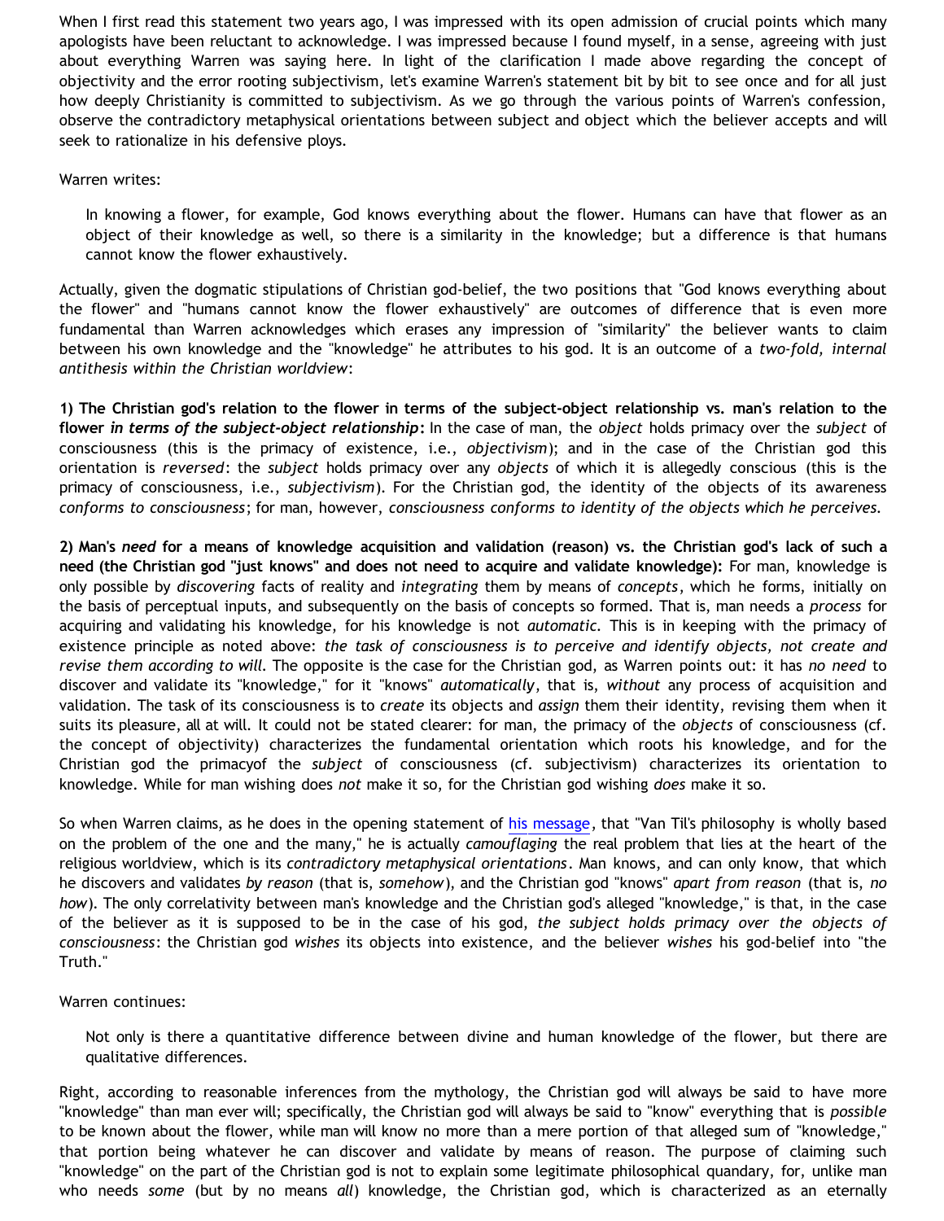When I first read this statement two years ago, I was impressed with its open admission of crucial points which many apologists have been reluctant to acknowledge. I was impressed because I found myself, in a sense, agreeing with just about everything Warren was saying here. In light of the clarification I made above regarding the concept of objectivity and the error rooting subjectivism, let's examine Warren's statement bit by bit to see once and for all just how deeply Christianity is committed to subjectivism. As we go through the various points of Warren's confession, observe the contradictory metaphysical orientations between subject and object which the believer accepts and will seek to rationalize in his defensive ploys.

Warren writes:

> In knowing a flower, for example, God knows everything about the flower. Humans can have that flower as an object of their knowledge as well, so there is a similarity in the knowledge; but a difference is that humans cannot know the flower exhaustively.

Actually, given the dogmatic stipulations of Christian god-belief, the two positions that "God knows everything about the flower" and "humans cannot know the flower exhaustively" are outcomes of difference that is even more fundamental than Warren acknowledges which erases any impression of "similarity" the believer wants to claim between his own knowledge and the "knowledge" he attributes to his god. It is an outcome of a *two-fold, internal antithesis within the Christian worldview*:

**1) The Christian god's relation to the flower in terms of the subject-object relationship vs. man's relation to the flower *in terms of the subject-object relationship*:** In the case of man, the *object* holds primacy over the *subject* of consciousness (this is the primacy of existence, i.e., *objectivism*); and in the case of the Christian god this orientation is *reversed*: the *subject* holds primacy over any *objects* of which it is allegedly conscious (this is the primacy of consciousness, i.e., *subjectivism*). For the Christian god, the identity of the objects of its awareness *conforms to consciousness*; for man, however, *consciousness conforms to identity of the objects which he perceives.*

**2) Man's *need* for a means of knowledge acquisition and validation (reason) vs. the Christian god's lack of such a need (the Christian god "just knows" and does not need to acquire and validate knowledge):** For man, knowledge is only possible by *discovering* facts of reality and *integrating* them by means of *concepts*, which he forms, initially on the basis of perceptual inputs, and subsequently on the basis of concepts so formed. That is, man needs a *process* for acquiring and validating his knowledge, for his knowledge is not *automatic*. This is in keeping with the primacy of existence principle as noted above: *the task of consciousness is to perceive and identify objects, not create and revise them according to will*. The opposite is the case for the Christian god, as Warren points out: it has *no need* to discover and validate its "knowledge," for it "knows" *automatically*, that is, *without* any process of acquisition and validation. The task of its consciousness is to *create* its objects and *assign* them their identity, revising them when it suits its pleasure, all at will. It could not be stated clearer: for man, the primacy of the *objects* of consciousness (cf. the concept of objectivity) characterizes the fundamental orientation which roots his knowledge, and for the Christian god the primacyof the *subject* of consciousness (cf. subjectivism) characterizes its orientation to knowledge. While for man wishing does *not* make it so, for the Christian god wishing *does* make it so.

So when Warren claims, as he does in the opening statement of his message, that "Van Til's philosophy is wholly based on the problem of the one and the many," he is actually *camouflaging* the real problem that lies at the heart of the religious worldview, which is its *contradictory metaphysical orientations*. Man knows, and can only know, that which he discovers and validates *by reason* (that is, *somehow*), and the Christian god "knows" *apart from reason* (that is, *no how*). The only correlativity between man's knowledge and the Christian god's alleged "knowledge," is that, in the case of the believer as it is supposed to be in the case of his god, *the subject holds primacy over the objects of consciousness*: the Christian god *wishes* its objects into existence, and the believer *wishes* his god-belief into "the Truth."

Warren continues:

> Not only is there a quantitative difference between divine and human knowledge of the flower, but there are qualitative differences.

Right, according to reasonable inferences from the mythology, the Christian god will always be said to have more "knowledge" than man ever will; specifically, the Christian god will always be said to "know" everything that is *possible* to be known about the flower, while man will know no more than a mere portion of that alleged sum of "knowledge," that portion being whatever he can discover and validate by means of reason. The purpose of claiming such "knowledge" on the part of the Christian god is not to explain some legitimate philosophical quandary, for, unlike man who needs *some* (but by no means *all*) knowledge, the Christian god, which is characterized as an eternally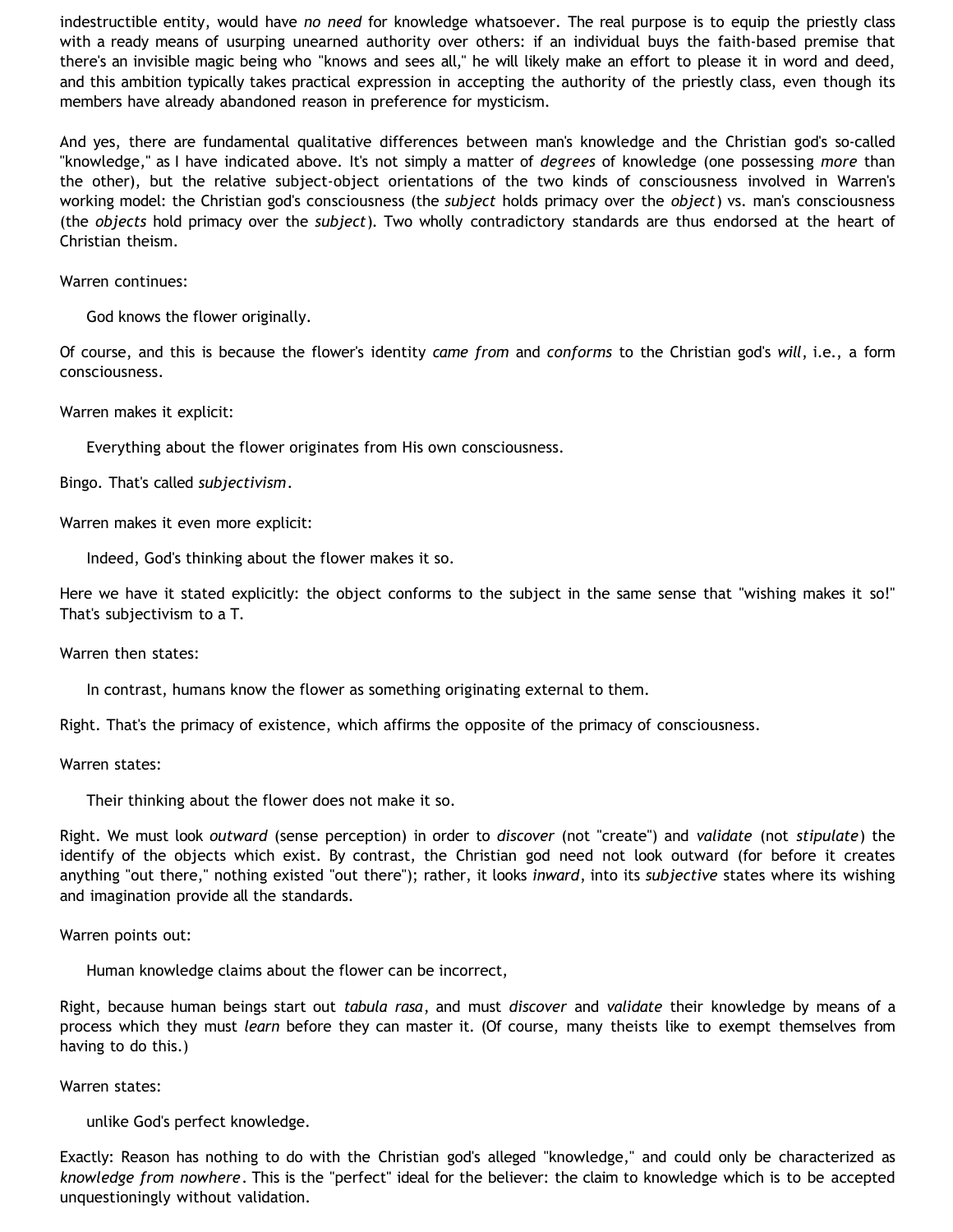indestructible entity, would have *no need* for knowledge whatsoever. The real purpose is to equip the priestly class with a ready means of usurping unearned authority over others: if an individual buys the faith-based premise that there's an invisible magic being who "knows and sees all," he will likely make an effort to please it in word and deed, and this ambition typically takes practical expression in accepting the authority of the priestly class, even though its members have already abandoned reason in preference for mysticism.

And yes, there are fundamental qualitative differences between man's knowledge and the Christian god's so-called "knowledge," as I have indicated above. It's not simply a matter of *degrees* of knowledge (one possessing *more* than the other), but the relative subject-object orientations of the two kinds of consciousness involved in Warren's working model: the Christian god's consciousness (the *subject* holds primacy over the *object*) vs. man's consciousness (the *objects* hold primacy over the *subject*). Two wholly contradictory standards are thus endorsed at the heart of Christian theism.

Warren continues:

> God knows the flower originally.

Of course, and this is because the flower's identity *came from* and *conforms* to the Christian god's *will*, i.e., a form consciousness.

Warren makes it explicit:

> Everything about the flower originates from His own consciousness.

Bingo. That's called *subjectivism*.

Warren makes it even more explicit:

> Indeed, God's thinking about the flower makes it so.

Here we have it stated explicitly: the object conforms to the subject in the same sense that "wishing makes it so!" That's subjectivism to a T.

Warren then states:

> In contrast, humans know the flower as something originating external to them.

Right. That's the primacy of existence, which affirms the opposite of the primacy of consciousness.

Warren states:

> Their thinking about the flower does not make it so.

Right. We must look *outward* (sense perception) in order to *discover* (not "create") and *validate* (not *stipulate*) the identify of the objects which exist. By contrast, the Christian god need not look outward (for before it creates anything "out there," nothing existed "out there"); rather, it looks *inward*, into its *subjective* states where its wishing and imagination provide all the standards.

Warren points out:

> Human knowledge claims about the flower can be incorrect,

Right, because human beings start out *tabula rasa*, and must *discover* and *validate* their knowledge by means of a process which they must *learn* before they can master it. (Of course, many theists like to exempt themselves from having to do this.)

Warren states:

> unlike God's perfect knowledge.

Exactly: Reason has nothing to do with the Christian god's alleged "knowledge," and could only be characterized as *knowledge from nowhere*. This is the "perfect" ideal for the believer: the claim to knowledge which is to be accepted unquestioningly without validation.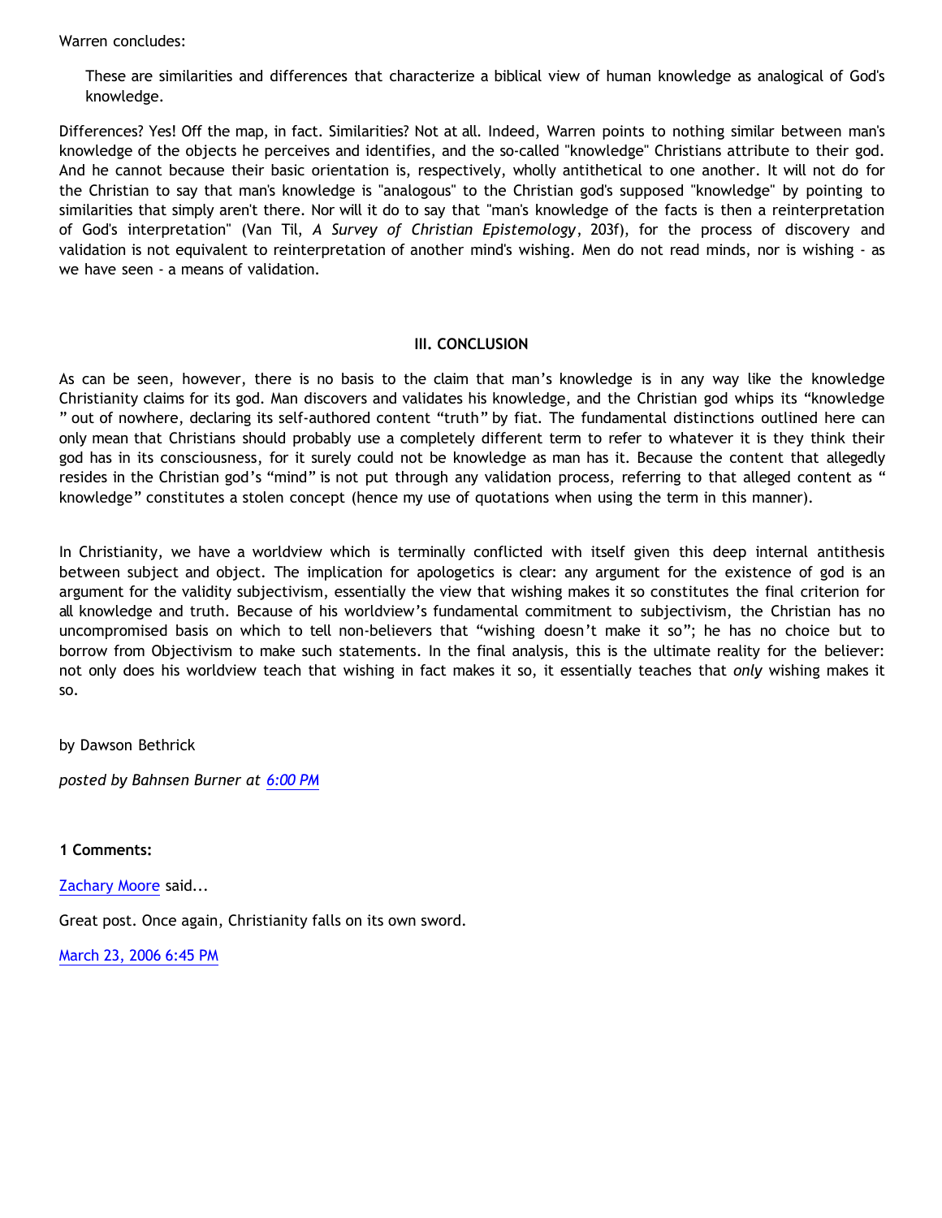Warren concludes:

> These are similarities and differences that characterize a biblical view of human knowledge as analogical of God's knowledge.

Differences? Yes! Off the map, in fact. Similarities? Not at all. Indeed, Warren points to nothing similar between man's knowledge of the objects he perceives and identifies, and the so-called "knowledge" Christians attribute to their god. And he cannot because their basic orientation is, respectively, wholly antithetical to one another. It will not do for the Christian to say that man's knowledge is "analogous" to the Christian god's supposed "knowledge" by pointing to similarities that simply aren't there. Nor will it do to say that "man's knowledge of the facts is then a reinterpretation of God's interpretation" (Van Til, *A Survey of Christian Epistemology*, 203f), for the process of discovery and validation is not equivalent to reinterpretation of another mind's wishing. Men do not read minds, nor is wishing - as we have seen - a means of validation.

### III. CONCLUSION

As can be seen, however, there is no basis to the claim that man's knowledge is in any way like the knowledge Christianity claims for its god. Man discovers and validates his knowledge, and the Christian god whips its "knowledge" out of nowhere, declaring its self-authored content "truth" by fiat. The fundamental distinctions outlined here can only mean that Christians should probably use a completely different term to refer to whatever it is they think their god has in its consciousness, for it surely could not be knowledge as man has it. Because the content that allegedly resides in the Christian god's "mind" is not put through any validation process, referring to that alleged content as "knowledge" constitutes a stolen concept (hence my use of quotations when using the term in this manner).

In Christianity, we have a worldview which is terminally conflicted with itself given this deep internal antithesis between subject and object. The implication for apologetics is clear: any argument for the existence of god is an argument for the validity subjectivism, essentially the view that wishing makes it so constitutes the final criterion for all knowledge and truth. Because of his worldview's fundamental commitment to subjectivism, the Christian has no uncompromised basis on which to tell non-believers that "wishing doesn't make it so"; he has no choice but to borrow from Objectivism to make such statements. In the final analysis, this is the ultimate reality for the believer: not only does his worldview teach that wishing in fact makes it so, it essentially teaches that *only* wishing makes it so.

by Dawson Bethrick

*posted by Bahnsen Burner at 6:00 PM*

**1 Comments:**

Zachary Moore said...

Great post. Once again, Christianity falls on its own sword.

March 23, 2006 6:45 PM